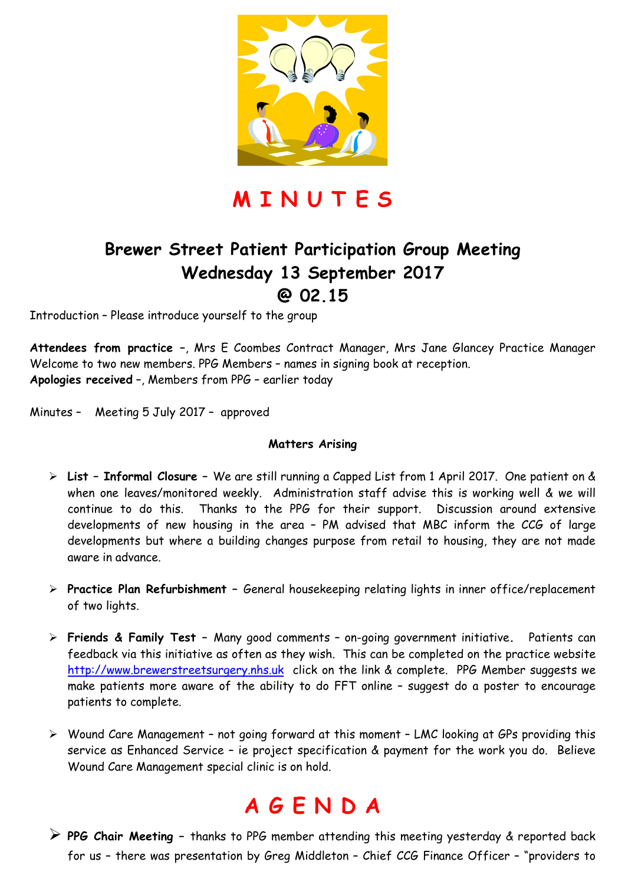# M I N U T E S

## Brewer Street Patient Participation Group Meeting
## Wednesday 13 September 2017
## @ 02.15

Introduction – Please introduce yourself to the group

**Attendees from practice** –, Mrs E Coombes Contract Manager, Mrs Jane Glancey Practice Manager Welcome to two new members. PPG Members – names in signing book at reception.
**Apologies received** –, Members from PPG – earlier today

Minutes – Meeting 5 July 2017 – approved

**Matters Arising**

- **List – Informal Closure** – We are still running a Capped List from 1 April 2017. One patient on & when one leaves/monitored weekly. Administration staff advise this is working well & we will continue to do this. Thanks to the PPG for their support. Discussion around extensive developments of new housing in the area – PM advised that MBC inform the CCG of large developments but where a building changes purpose from retail to housing, they are not made aware in advance.

- **Practice Plan Refurbishment** – General housekeeping relating lights in inner office/replacement of two lights.

- **Friends & Family Test** – Many good comments – on-going government initiative. Patients can feedback via this initiative as often as they wish. This can be completed on the practice website http://www.brewerstreetsurgery.nhs.uk click on the link & complete. PPG Member suggests we make patients more aware of the ability to do FFT online – suggest do a poster to encourage patients to complete.

- Wound Care Management – not going forward at this moment – LMC looking at GPs providing this service as Enhanced Service – ie project specification & payment for the work you do. Believe Wound Care Management special clinic is on hold.

# A G E N D A

- **PPG Chair Meeting** – thanks to PPG member attending this meeting yesterday & reported back for us – there was presentation by Greg Middleton – Chief CCG Finance Officer – "providers to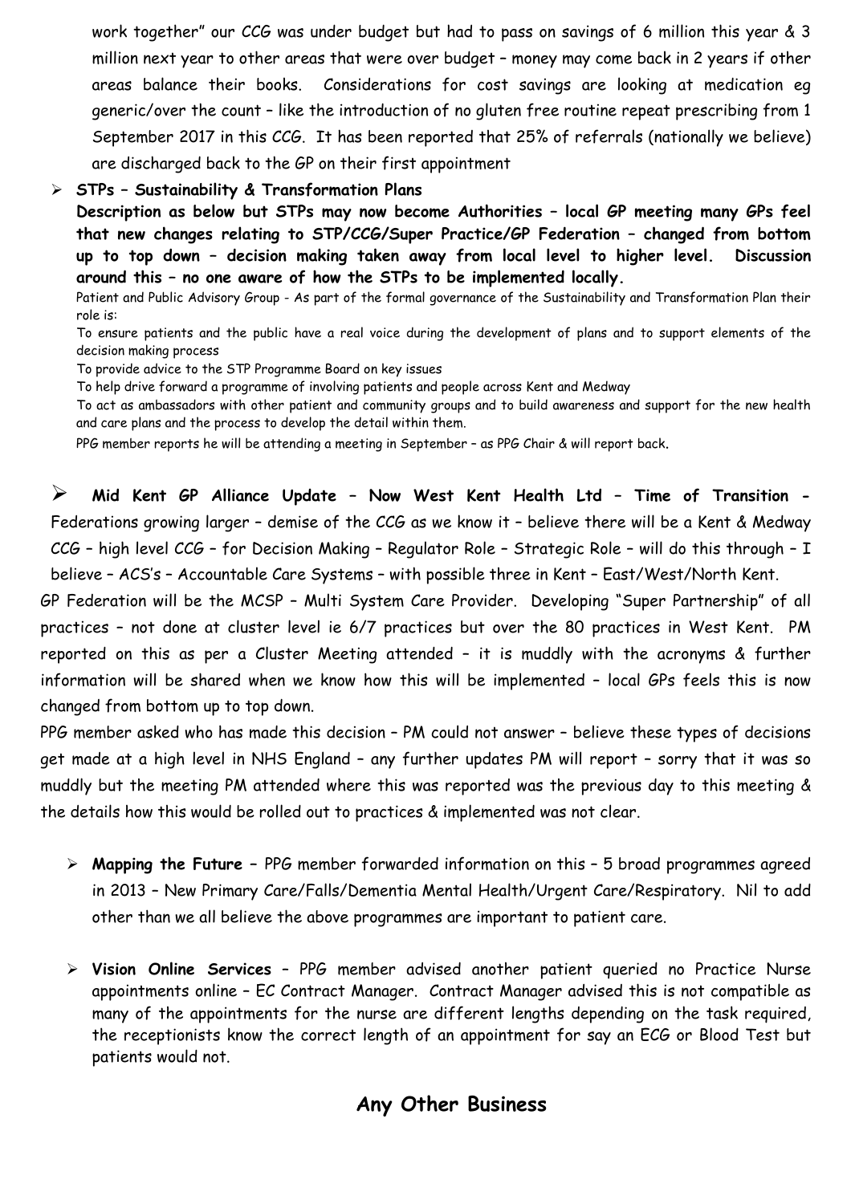work together" our CCG was under budget but had to pass on savings of 6 million this year & 3 million next year to other areas that were over budget – money may come back in 2 years if other areas balance their books. Considerations for cost savings are looking at medication eg generic/over the count – like the introduction of no gluten free routine repeat prescribing from 1 September 2017 in this CCG. It has been reported that 25% of referrals (nationally we believe) are discharged back to the GP on their first appointment

- **STPs – Sustainability & Transformation Plans**

  **Description as below but STPs may now become Authorities – local GP meeting many GPs feel that new changes relating to STP/CCG/Super Practice/GP Federation – changed from bottom up to top down – decision making taken away from local level to higher level. Discussion around this – no one aware of how the STPs to be implemented locally.**

  Patient and Public Advisory Group - As part of the formal governance of the Sustainability and Transformation Plan their role is:

  To ensure patients and the public have a real voice during the development of plans and to support elements of the decision making process

  To provide advice to the STP Programme Board on key issues

  To help drive forward a programme of involving patients and people across Kent and Medway

  To act as ambassadors with other patient and community groups and to build awareness and support for the new health and care plans and the process to develop the detail within them.

  PPG member reports he will be attending a meeting in September – as PPG Chair & will report back.

- **Mid Kent GP Alliance Update – Now West Kent Health Ltd – Time of Transition -** Federations growing larger – demise of the CCG as we know it – believe there will be a Kent & Medway CCG – high level CCG – for Decision Making – Regulator Role – Strategic Role – will do this through – I believe – ACS's – Accountable Care Systems – with possible three in Kent – East/West/North Kent.

GP Federation will be the MCSP – Multi System Care Provider. Developing "Super Partnership" of all practices – not done at cluster level ie 6/7 practices but over the 80 practices in West Kent. PM reported on this as per a Cluster Meeting attended – it is muddly with the acronyms & further information will be shared when we know how this will be implemented – local GPs feels this is now changed from bottom up to top down.

PPG member asked who has made this decision – PM could not answer – believe these types of decisions get made at a high level in NHS England – any further updates PM will report – sorry that it was so muddly but the meeting PM attended where this was reported was the previous day to this meeting & the details how this would be rolled out to practices & implemented was not clear.

- **Mapping the Future** – PPG member forwarded information on this – 5 broad programmes agreed in 2013 – New Primary Care/Falls/Dementia Mental Health/Urgent Care/Respiratory. Nil to add other than we all believe the above programmes are important to patient care.

- **Vision Online Services** – PPG member advised another patient queried no Practice Nurse appointments online – EC Contract Manager. Contract Manager advised this is not compatible as many of the appointments for the nurse are different lengths depending on the task required, the receptionists know the correct length of an appointment for say an ECG or Blood Test but patients would not.

## Any Other Business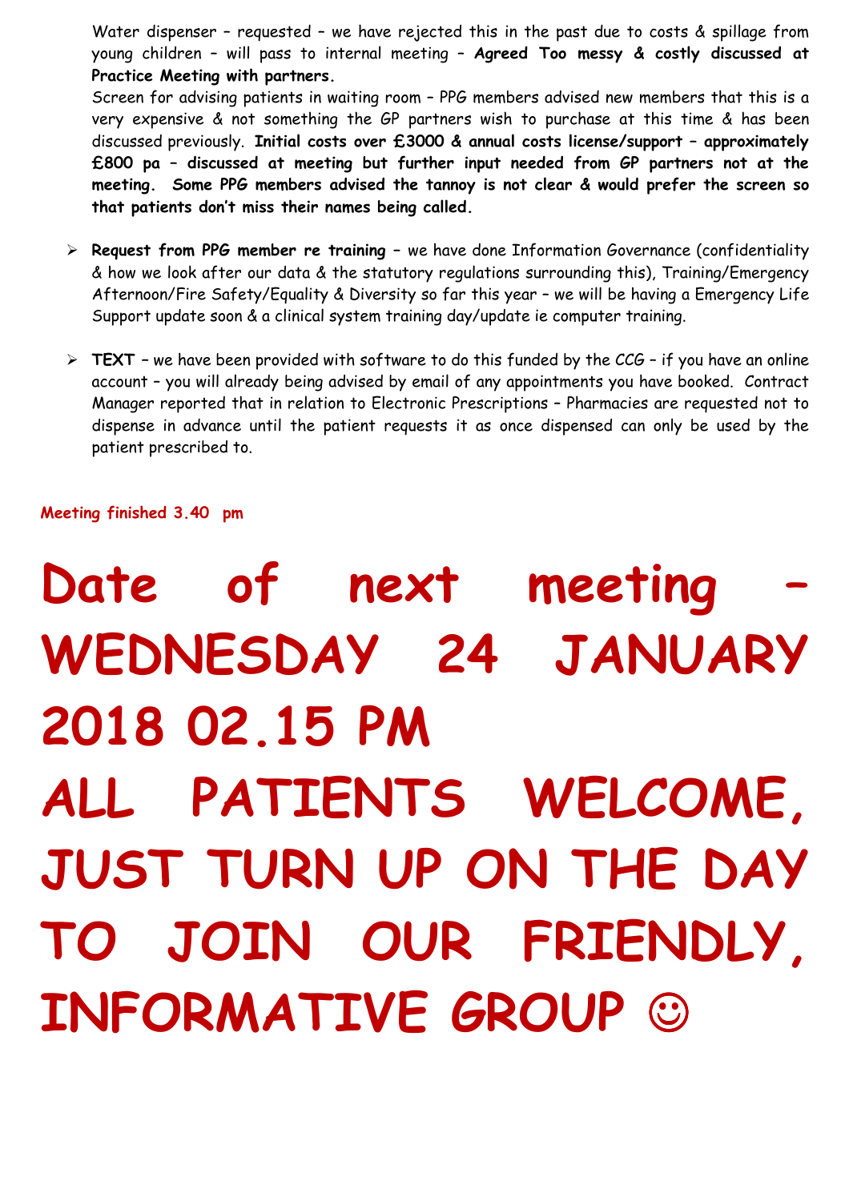Water dispenser – requested – we have rejected this in the past due to costs & spillage from young children – will pass to internal meeting – **Agreed Too messy & costly discussed at Practice Meeting with partners.**

Screen for advising patients in waiting room – PPG members advised new members that this is a very expensive & not something the GP partners wish to purchase at this time & has been discussed previously. **Initial costs over £3000 & annual costs license/support – approximately £800 pa – discussed at meeting but further input needed from GP partners not at the meeting. Some PPG members advised the tannoy is not clear & would prefer the screen so that patients don't miss their names being called.**

- **Request from PPG member re training** – we have done Information Governance (confidentiality & how we look after our data & the statutory regulations surrounding this), Training/Emergency Afternoon/Fire Safety/Equality & Diversity so far this year – we will be having a Emergency Life Support update soon & a clinical system training day/update ie computer training.

- **TEXT** – we have been provided with software to do this funded by the CCG – if you have an online account – you will already being advised by email of any appointments you have booked. Contract Manager reported that in relation to Electronic Prescriptions – Pharmacies are requested not to dispense in advance until the patient requests it as once dispensed can only be used by the patient prescribed to.

**Meeting finished 3.40 pm**

# Date of next meeting – WEDNESDAY 24 JANUARY 2018 02.15 PM

# ALL PATIENTS WELCOME, JUST TURN UP ON THE DAY TO JOIN OUR FRIENDLY, INFORMATIVE GROUP ☺